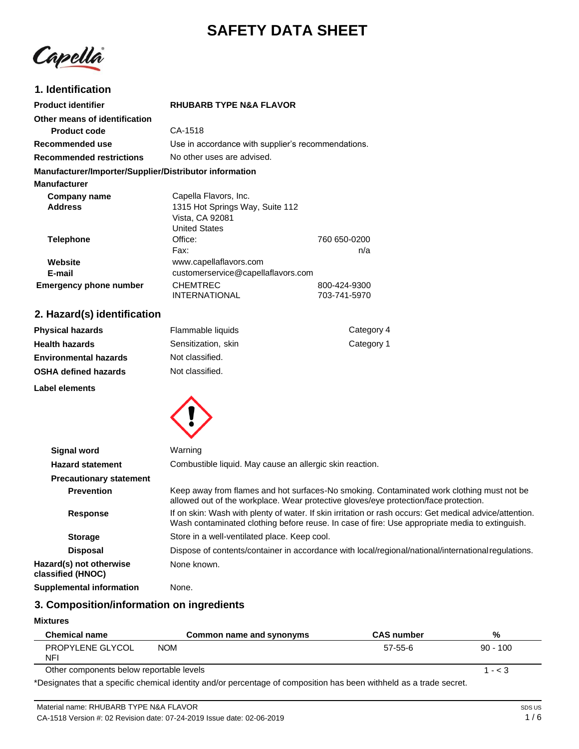# SAFETY DATA SHEET

## 1. Identification

**Product identifier** RHUBARB TYPE N&A FLAVOR

**Other means of identification**

**Product code** CA-1518

**Recommended use** Use in accordance with supplier's recommendations.

**Recommended restrictions** No other uses are advised.

**Manufacturer/Importer/Supplier/Distributor information**

**Manufacturer**

**Company name** Capella Flavors, Inc.

**Address** 1315 Hot Springs Way, Suite 112
Vista, CA 92081
United States

**Telephone** Office: 760 650-0200
Fax: n/a

**Website** www.capellaflavors.com

**E-mail** customerservice@capellaflavors.com

**Emergency phone number** CHEMTREC 800-424-9300
INTERNATIONAL 703-741-5970

## 2. Hazard(s) identification

| | | |
|---|---|---|
| **Physical hazards** | Flammable liquids | Category 4 |
| **Health hazards** | Sensitization, skin | Category 1 |
| **Environmental hazards** | Not classified. | |
| **OSHA defined hazards** | Not classified. | |

**Label elements**

**Signal word** Warning

**Hazard statement** Combustible liquid. May cause an allergic skin reaction.

**Precautionary statement**

**Prevention** Keep away from flames and hot surfaces-No smoking. Contaminated work clothing must not be allowed out of the workplace. Wear protective gloves/eye protection/face protection.

**Response** If on skin: Wash with plenty of water. If skin irritation or rash occurs: Get medical advice/attention. Wash contaminated clothing before reuse. In case of fire: Use appropriate media to extinguish.

**Storage** Store in a well-ventilated place. Keep cool.

**Disposal** Dispose of contents/container in accordance with local/regional/national/international regulations.

**Hazard(s) not otherwise classified (HNOC)** None known.

**Supplemental information** None.

## 3. Composition/information on ingredients

**Mixtures**

| Chemical name | Common name and synonyms | CAS number | % |
|---|---|---|---|
| PROPYLENE GLYCOL NFI | NOM | 57-55-6 | 90 - 100 |
| Other components below reportable levels | | | 1 - < 3 |

*Designates that a specific chemical identity and/or percentage of composition has been withheld as a trade secret.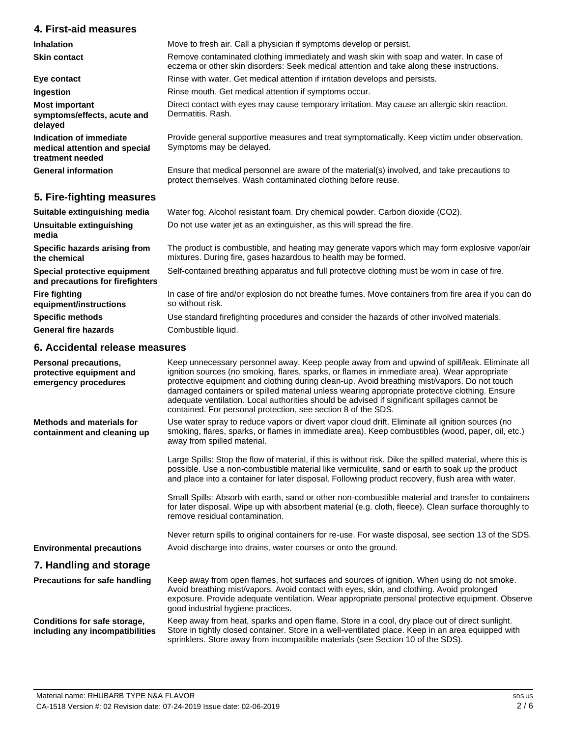## 4. First-aid measures

| | |
|---|---|
| **Inhalation** | Move to fresh air. Call a physician if symptoms develop or persist. |
| **Skin contact** | Remove contaminated clothing immediately and wash skin with soap and water. In case of eczema or other skin disorders: Seek medical attention and take along these instructions. |
| **Eye contact** | Rinse with water. Get medical attention if irritation develops and persists. |
| **Ingestion** | Rinse mouth. Get medical attention if symptoms occur. |
| **Most important symptoms/effects, acute and delayed** | Direct contact with eyes may cause temporary irritation. May cause an allergic skin reaction. Dermatitis. Rash. |
| **Indication of immediate medical attention and special treatment needed** | Provide general supportive measures and treat symptomatically. Keep victim under observation. Symptoms may be delayed. |
| **General information** | Ensure that medical personnel are aware of the material(s) involved, and take precautions to protect themselves. Wash contaminated clothing before reuse. |

## 5. Fire-fighting measures

| | |
|---|---|
| **Suitable extinguishing media** | Water fog. Alcohol resistant foam. Dry chemical powder. Carbon dioxide ($CO_2$). |
| **Unsuitable extinguishing media** | Do not use water jet as an extinguisher, as this will spread the fire. |
| **Specific hazards arising from the chemical** | The product is combustible, and heating may generate vapors which may form explosive vapor/air mixtures. During fire, gases hazardous to health may be formed. |
| **Special protective equipment and precautions for firefighters** | Self-contained breathing apparatus and full protective clothing must be worn in case of fire. |
| **Fire fighting equipment/instructions** | In case of fire and/or explosion do not breathe fumes. Move containers from fire area if you can do so without risk. |
| **Specific methods** | Use standard firefighting procedures and consider the hazards of other involved materials. |
| **General fire hazards** | Combustible liquid. |

## 6. Accidental release measures

| | |
|---|---|
| **Personal precautions, protective equipment and emergency procedures** | Keep unnecessary personnel away. Keep people away from and upwind of spill/leak. Eliminate all ignition sources (no smoking, flares, sparks, or flames in immediate area). Wear appropriate protective equipment and clothing during clean-up. Avoid breathing mist/vapors. Do not touch damaged containers or spilled material unless wearing appropriate protective clothing. Ensure adequate ventilation. Local authorities should be advised if significant spillages cannot be contained. For personal protection, see section 8 of the SDS. |
| **Methods and materials for containment and cleaning up** | Use water spray to reduce vapors or divert vapor cloud drift. Eliminate all ignition sources (no smoking, flares, sparks, or flames in immediate area). Keep combustibles (wood, paper, oil, etc.) away from spilled material.<br><br>Large Spills: Stop the flow of material, if this is without risk. Dike the spilled material, where this is possible. Use a non-combustible material like vermiculite, sand or earth to soak up the product and place into a container for later disposal. Following product recovery, flush area with water.<br><br>Small Spills: Absorb with earth, sand or other non-combustible material and transfer to containers for later disposal. Wipe up with absorbent material (e.g. cloth, fleece). Clean surface thoroughly to remove residual contamination.<br><br>Never return spills to original containers for re-use. For waste disposal, see section 13 of the SDS. |
| **Environmental precautions** | Avoid discharge into drains, water courses or onto the ground. |

## 7. Handling and storage

| | |
|---|---|
| **Precautions for safe handling** | Keep away from open flames, hot surfaces and sources of ignition. When using do not smoke. Avoid breathing mist/vapors. Avoid contact with eyes, skin, and clothing. Avoid prolonged exposure. Provide adequate ventilation. Wear appropriate personal protective equipment. Observe good industrial hygiene practices. |
| **Conditions for safe storage, including any incompatibilities** | Keep away from heat, sparks and open flame. Store in a cool, dry place out of direct sunlight. Store in tightly closed container. Store in a well-ventilated place. Keep in an area equipped with sprinklers. Store away from incompatible materials (see Section 10 of the SDS). |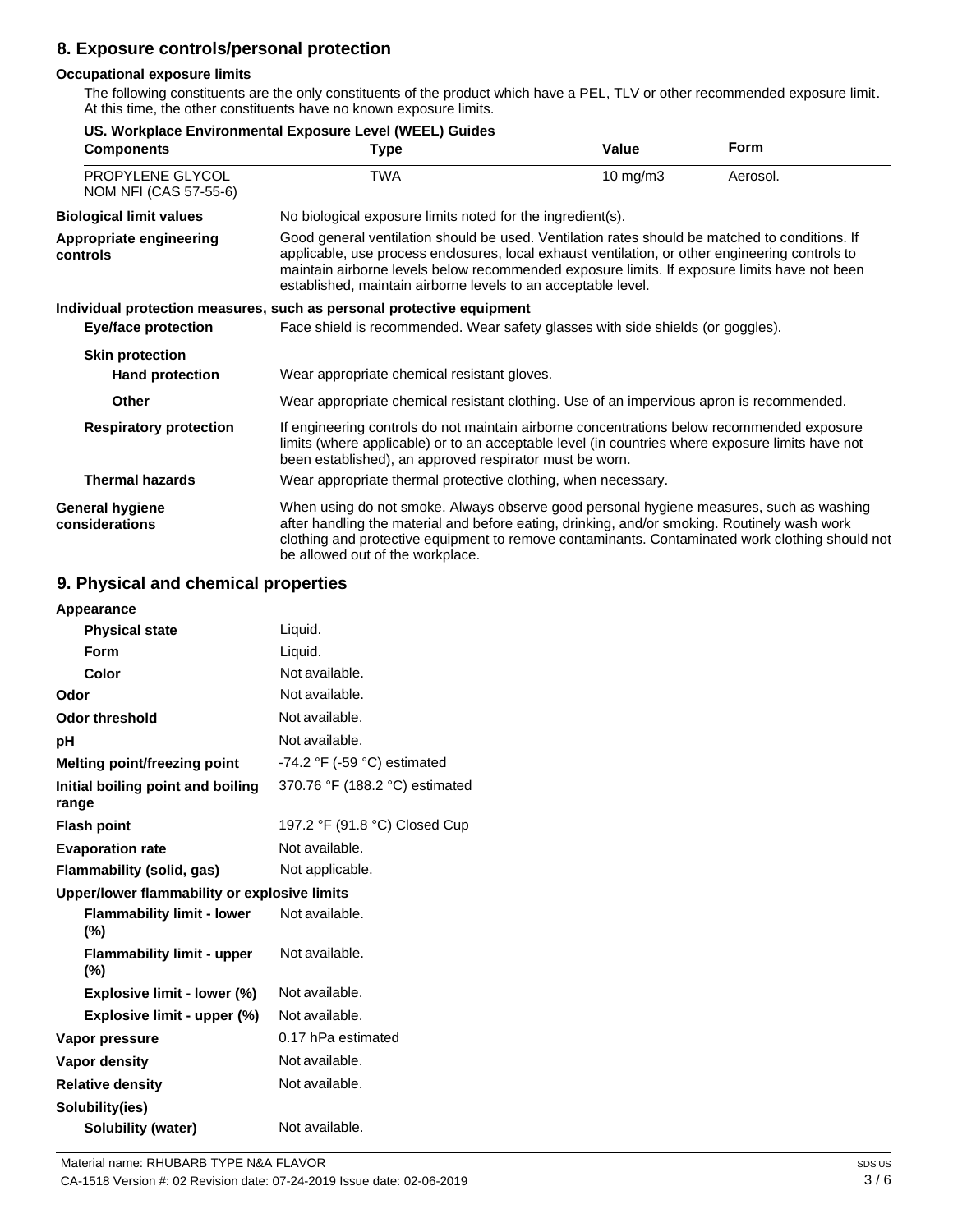## 8. Exposure controls/personal protection

### Occupational exposure limits

The following constituents are the only constituents of the product which have a PEL, TLV or other recommended exposure limit. At this time, the other constituents have no known exposure limits.

**US. Workplace Environmental Exposure Level (WEEL) Guides**

| Components | Type | Value | Form |
|---|---|---|---|
| PROPYLENE GLYCOL NOM NFI (CAS 57-55-6) | TWA | 10 mg/m3 | Aerosol. |

**Biological limit values**
No biological exposure limits noted for the ingredient(s).

**Appropriate engineering controls**
Good general ventilation should be used. Ventilation rates should be matched to conditions. If applicable, use process enclosures, local exhaust ventilation, or other engineering controls to maintain airborne levels below recommended exposure limits. If exposure limits have not been established, maintain airborne levels to an acceptable level.

### Individual protection measures, such as personal protective equipment

**Eye/face protection**
Face shield is recommended. Wear safety glasses with side shields (or goggles).

**Skin protection**

**Hand protection**
Wear appropriate chemical resistant gloves.

**Other**
Wear appropriate chemical resistant clothing. Use of an impervious apron is recommended.

**Respiratory protection**
If engineering controls do not maintain airborne concentrations below recommended exposure limits (where applicable) or to an acceptable level (in countries where exposure limits have not been established), an approved respirator must be worn.

**Thermal hazards**
Wear appropriate thermal protective clothing, when necessary.

**General hygiene considerations**
When using do not smoke. Always observe good personal hygiene measures, such as washing after handling the material and before eating, drinking, and/or smoking. Routinely wash work clothing and protective equipment to remove contaminants. Contaminated work clothing should not be allowed out of the workplace.

## 9. Physical and chemical properties

**Appearance**

| | |
|---|---|
| **Physical state** | Liquid. |
| **Form** | Liquid. |
| **Color** | Not available. |
| **Odor** | Not available. |
| **Odor threshold** | Not available. |
| **pH** | Not available. |
| **Melting point/freezing point** | -74.2 °F (-59 °C) estimated |
| **Initial boiling point and boiling range** | 370.76 °F (188.2 °C) estimated |
| **Flash point** | 197.2 °F (91.8 °C) Closed Cup |
| **Evaporation rate** | Not available. |
| **Flammability (solid, gas)** | Not applicable. |

**Upper/lower flammability or explosive limits**

| | |
|---|---|
| **Flammability limit - lower (%)** | Not available. |
| **Flammability limit - upper (%)** | Not available. |
| **Explosive limit - lower (%)** | Not available. |
| **Explosive limit - upper (%)** | Not available. |
| **Vapor pressure** | 0.17 hPa estimated |
| **Vapor density** | Not available. |
| **Relative density** | Not available. |

**Solubility(ies)**

| | |
|---|---|
| **Solubility (water)** | Not available. |

Material name: RHUBARB TYPE N&A FLAVOR
CA-1518 Version #: 02 Revision date: 07-24-2019 Issue date: 02-06-2019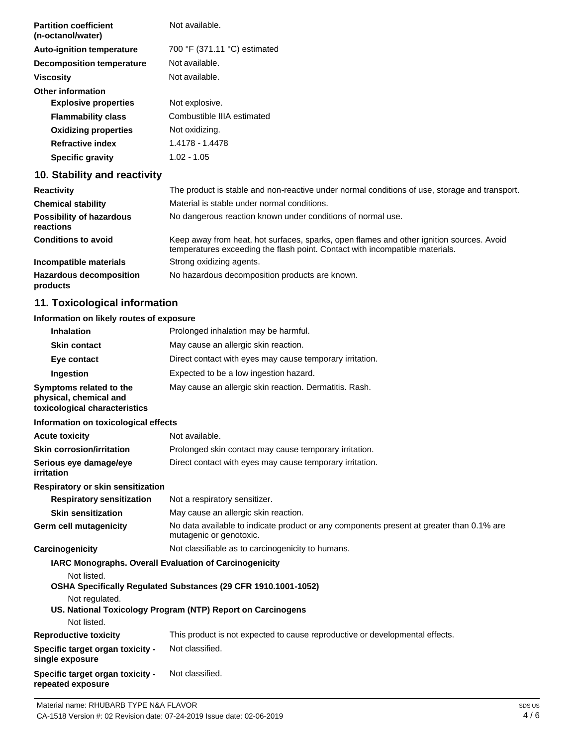| | |
|---|---|
| **Partition coefficient (n-octanol/water)** | Not available. |
| **Auto-ignition temperature** | 700 °F (371.11 °C) estimated |
| **Decomposition temperature** | Not available. |
| **Viscosity** | Not available. |
| **Other information** | |
| **Explosive properties** | Not explosive. |
| **Flammability class** | Combustible IIIA estimated |
| **Oxidizing properties** | Not oxidizing. |
| **Refractive index** | 1.4178 - 1.4478 |
| **Specific gravity** | 1.02 - 1.05 |

## 10. Stability and reactivity

| | |
|---|---|
| **Reactivity** | The product is stable and non-reactive under normal conditions of use, storage and transport. |
| **Chemical stability** | Material is stable under normal conditions. |
| **Possibility of hazardous reactions** | No dangerous reaction known under conditions of normal use. |
| **Conditions to avoid** | Keep away from heat, hot surfaces, sparks, open flames and other ignition sources. Avoid temperatures exceeding the flash point. Contact with incompatible materials. |
| **Incompatible materials** | Strong oxidizing agents. |
| **Hazardous decomposition products** | No hazardous decomposition products are known. |

## 11. Toxicological information

**Information on likely routes of exposure**

| | |
|---|---|
| **Inhalation** | Prolonged inhalation may be harmful. |
| **Skin contact** | May cause an allergic skin reaction. |
| **Eye contact** | Direct contact with eyes may cause temporary irritation. |
| **Ingestion** | Expected to be a low ingestion hazard. |
| **Symptoms related to the physical, chemical and toxicological characteristics** | May cause an allergic skin reaction. Dermatitis. Rash. |

**Information on toxicological effects**

| | |
|---|---|
| **Acute toxicity** | Not available. |
| **Skin corrosion/irritation** | Prolonged skin contact may cause temporary irritation. |
| **Serious eye damage/eye irritation** | Direct contact with eyes may cause temporary irritation. |
| **Respiratory or skin sensitization** | |
| **Respiratory sensitization** | Not a respiratory sensitizer. |
| **Skin sensitization** | May cause an allergic skin reaction. |
| **Germ cell mutagenicity** | No data available to indicate product or any components present at greater than 0.1% are mutagenic or genotoxic. |
| **Carcinogenicity** | Not classifiable as to carcinogenicity to humans. |

**IARC Monographs. Overall Evaluation of Carcinogenicity**

Not listed.

**OSHA Specifically Regulated Substances (29 CFR 1910.1001-1052)**

Not regulated.

**US. National Toxicology Program (NTP) Report on Carcinogens**

Not listed.

| | |
|---|---|
| **Reproductive toxicity** | This product is not expected to cause reproductive or developmental effects. |
| **Specific target organ toxicity - single exposure** | Not classified. |
| **Specific target organ toxicity - repeated exposure** | Not classified. |

Material name: RHUBARB TYPE N&A FLAVOR

CA-1518 Version #: 02 Revision date: 07-24-2019 Issue date: 02-06-2019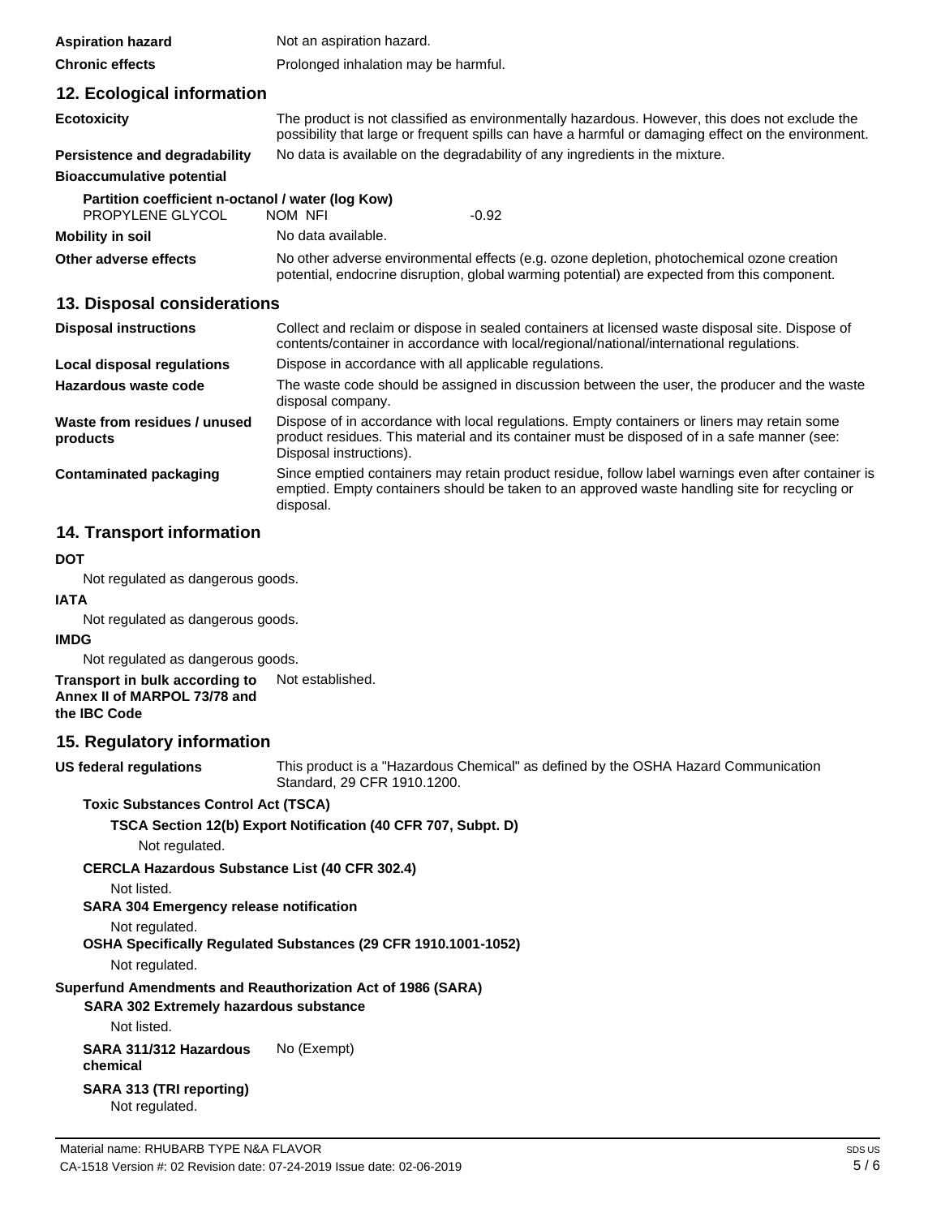| | |
|---|---|
| **Aspiration hazard** | Not an aspiration hazard. |
| **Chronic effects** | Prolonged inhalation may be harmful. |

## 12. Ecological information

| | |
|---|---|
| **Ecotoxicity** | The product is not classified as environmentally hazardous. However, this does not exclude the possibility that large or frequent spills can have a harmful or damaging effect on the environment. |
| **Persistence and degradability** | No data is available on the degradability of any ingredients in the mixture. |
| **Bioaccumulative potential** | |

**Partition coefficient n-octanol / water (log Kow)**

| | | |
|---|---|---|
| PROPYLENE GLYCOL | NOM NFI | -0.92 |

| | |
|---|---|
| **Mobility in soil** | No data available. |
| **Other adverse effects** | No other adverse environmental effects (e.g. ozone depletion, photochemical ozone creation potential, endocrine disruption, global warming potential) are expected from this component. |

## 13. Disposal considerations

| | |
|---|---|
| **Disposal instructions** | Collect and reclaim or dispose in sealed containers at licensed waste disposal site. Dispose of contents/container in accordance with local/regional/national/international regulations. |
| **Local disposal regulations** | Dispose in accordance with all applicable regulations. |
| **Hazardous waste code** | The waste code should be assigned in discussion between the user, the producer and the waste disposal company. |
| **Waste from residues / unused products** | Dispose of in accordance with local regulations. Empty containers or liners may retain some product residues. This material and its container must be disposed of in a safe manner (see: Disposal instructions). |
| **Contaminated packaging** | Since emptied containers may retain product residue, follow label warnings even after container is emptied. Empty containers should be taken to an approved waste handling site for recycling or disposal. |

## 14. Transport information

**DOT**

Not regulated as dangerous goods.

**IATA**

Not regulated as dangerous goods.

**IMDG**

Not regulated as dangerous goods.

**Transport in bulk according to Annex II of MARPOL 73/78 and the IBC Code** Not established.

## 15. Regulatory information

**US federal regulations** This product is a "Hazardous Chemical" as defined by the OSHA Hazard Communication Standard, 29 CFR 1910.1200.

**Toxic Substances Control Act (TSCA)**

**TSCA Section 12(b) Export Notification (40 CFR 707, Subpt. D)**

Not regulated.

**CERCLA Hazardous Substance List (40 CFR 302.4)**

Not listed.

**SARA 304 Emergency release notification**

Not regulated.

**OSHA Specifically Regulated Substances (29 CFR 1910.1001-1052)**

Not regulated.

**Superfund Amendments and Reauthorization Act of 1986 (SARA)**

**SARA 302 Extremely hazardous substance**

Not listed.

**SARA 311/312 Hazardous chemical** No (Exempt)

**SARA 313 (TRI reporting)**

Not regulated.

Material name: RHUBARB TYPE N&A FLAVOR

CA-1518 Version #: 02 Revision date: 07-24-2019 Issue date: 02-06-2019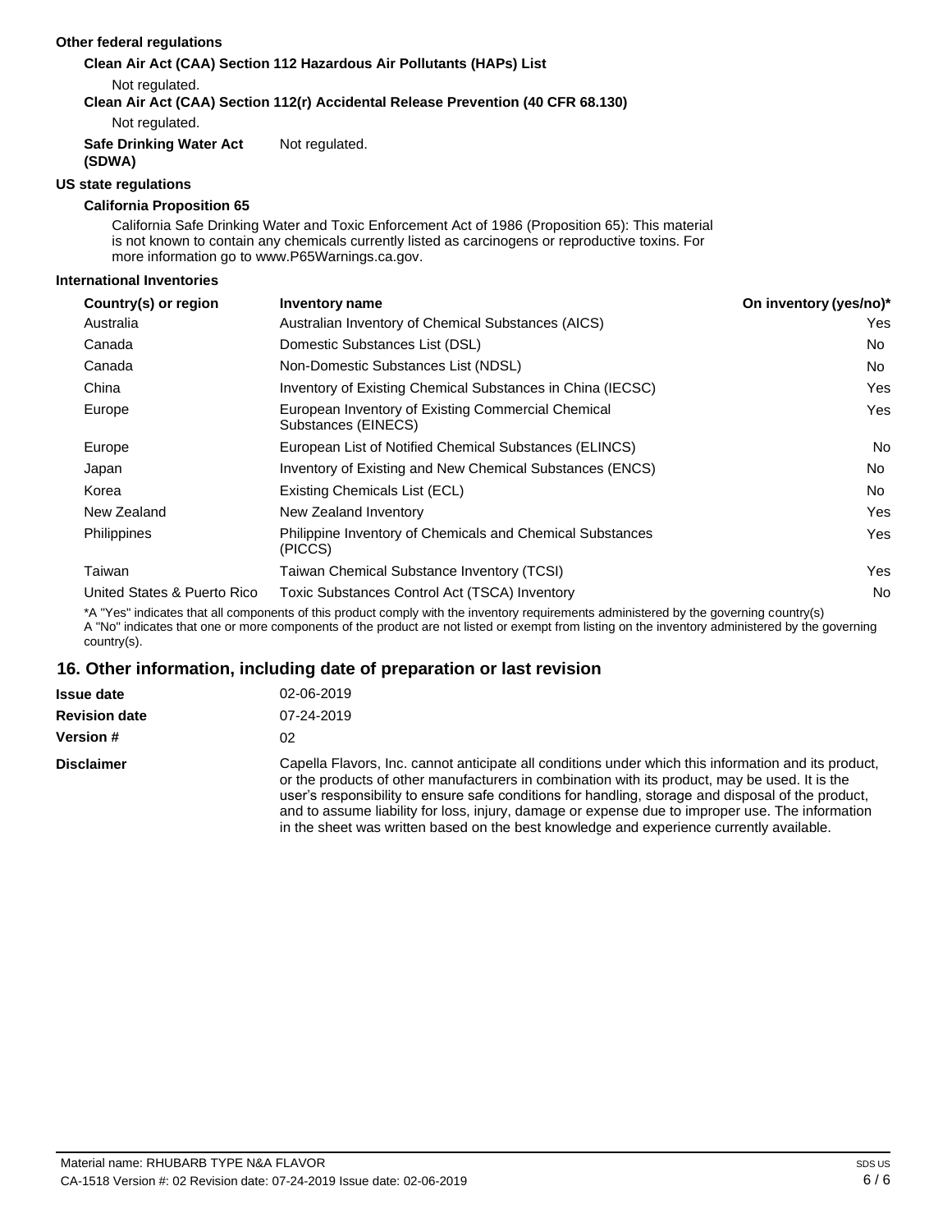**Other federal regulations**

**Clean Air Act (CAA) Section 112 Hazardous Air Pollutants (HAPs) List**

Not regulated.

**Clean Air Act (CAA) Section 112(r) Accidental Release Prevention (40 CFR 68.130)**

Not regulated.

**Safe Drinking Water Act (SDWA)** Not regulated.

**US state regulations**

**California Proposition 65**

California Safe Drinking Water and Toxic Enforcement Act of 1986 (Proposition 65): This material is not known to contain any chemicals currently listed as carcinogens or reproductive toxins. For more information go to www.P65Warnings.ca.gov.

**International Inventories**

| Country(s) or region | Inventory name | On inventory (yes/no)* |
|---|---|---|
| Australia | Australian Inventory of Chemical Substances (AICS) | Yes |
| Canada | Domestic Substances List (DSL) | No |
| Canada | Non-Domestic Substances List (NDSL) | No |
| China | Inventory of Existing Chemical Substances in China (IECSC) | Yes |
| Europe | European Inventory of Existing Commercial Chemical Substances (EINECS) | Yes |
| Europe | European List of Notified Chemical Substances (ELINCS) | No |
| Japan | Inventory of Existing and New Chemical Substances (ENCS) | No |
| Korea | Existing Chemicals List (ECL) | No |
| New Zealand | New Zealand Inventory | Yes |
| Philippines | Philippine Inventory of Chemicals and Chemical Substances (PICCS) | Yes |
| Taiwan | Taiwan Chemical Substance Inventory (TCSI) | Yes |
| United States & Puerto Rico | Toxic Substances Control Act (TSCA) Inventory | No |

*A "Yes" indicates that all components of this product comply with the inventory requirements administered by the governing country(s)
A "No" indicates that one or more components of the product are not listed or exempt from listing on the inventory administered by the governing country(s).

## 16. Other information, including date of preparation or last revision

**Issue date** 02-06-2019

**Revision date** 07-24-2019

**Version #** 02

**Disclaimer** Capella Flavors, Inc. cannot anticipate all conditions under which this information and its product, or the products of other manufacturers in combination with its product, may be used. It is the user's responsibility to ensure safe conditions for handling, storage and disposal of the product, and to assume liability for loss, injury, damage or expense due to improper use. The information in the sheet was written based on the best knowledge and experience currently available.